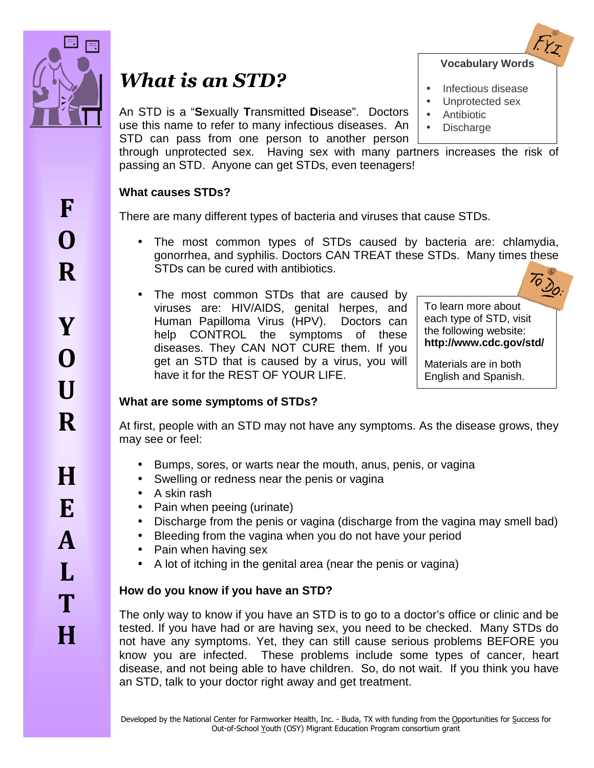FOR YOUR HEALTH

# *What is an STD?*

> **F.Y.I.**
>
> **Vocabulary Words**
>
> - Infectious disease
> - Unprotected sex
> - Antibiotic
> - Discharge

An STD is a "**S**exually **T**ransmitted **D**isease". Doctors use this name to refer to many infectious diseases. An STD can pass from one person to another person through unprotected sex. Having sex with many partners increases the risk of passing an STD. Anyone can get STDs, even teenagers!

**What causes STDs?**

There are many different types of bacteria and viruses that cause STDs.

- The most common types of STDs caused by bacteria are: chlamydia, gonorrhea, and syphilis. Doctors CAN TREAT these STDs. Many times these STDs can be cured with antibiotics.
- The most common STDs that are caused by viruses are: HIV/AIDS, genital herpes, and Human Papilloma Virus (HPV). Doctors can help CONTROL the symptoms of these diseases. They CAN NOT CURE them. If you get an STD that is caused by a virus, you will have it for the REST OF YOUR LIFE.

> **To Do:**
>
> To learn more about each type of STD, visit the following website: **http://www.cdc.gov/std/**
>
> Materials are in both English and Spanish.

**What are some symptoms of STDs?**

At first, people with an STD may not have any symptoms. As the disease grows, they may see or feel:

- Bumps, sores, or warts near the mouth, anus, penis, or vagina
- Swelling or redness near the penis or vagina
- A skin rash
- Pain when peeing (urinate)
- Discharge from the penis or vagina (discharge from the vagina may smell bad)
- Bleeding from the vagina when you do not have your period
- Pain when having sex
- A lot of itching in the genital area (near the penis or vagina)

**How do you know if you have an STD?**

The only way to know if you have an STD is to go to a doctor's office or clinic and be tested. If you have had or are having sex, you need to be checked. Many STDs do not have any symptoms. Yet, they can still cause serious problems BEFORE you know you are infected. These problems include some types of cancer, heart disease, and not being able to have children. So, do not wait. If you think you have an STD, talk to your doctor right away and get treatment.

Developed by the National Center for Farmworker Health, Inc. - Buda, TX with funding from the Opportunities for Success for Out-of-School Youth (OSY) Migrant Education Program consortium grant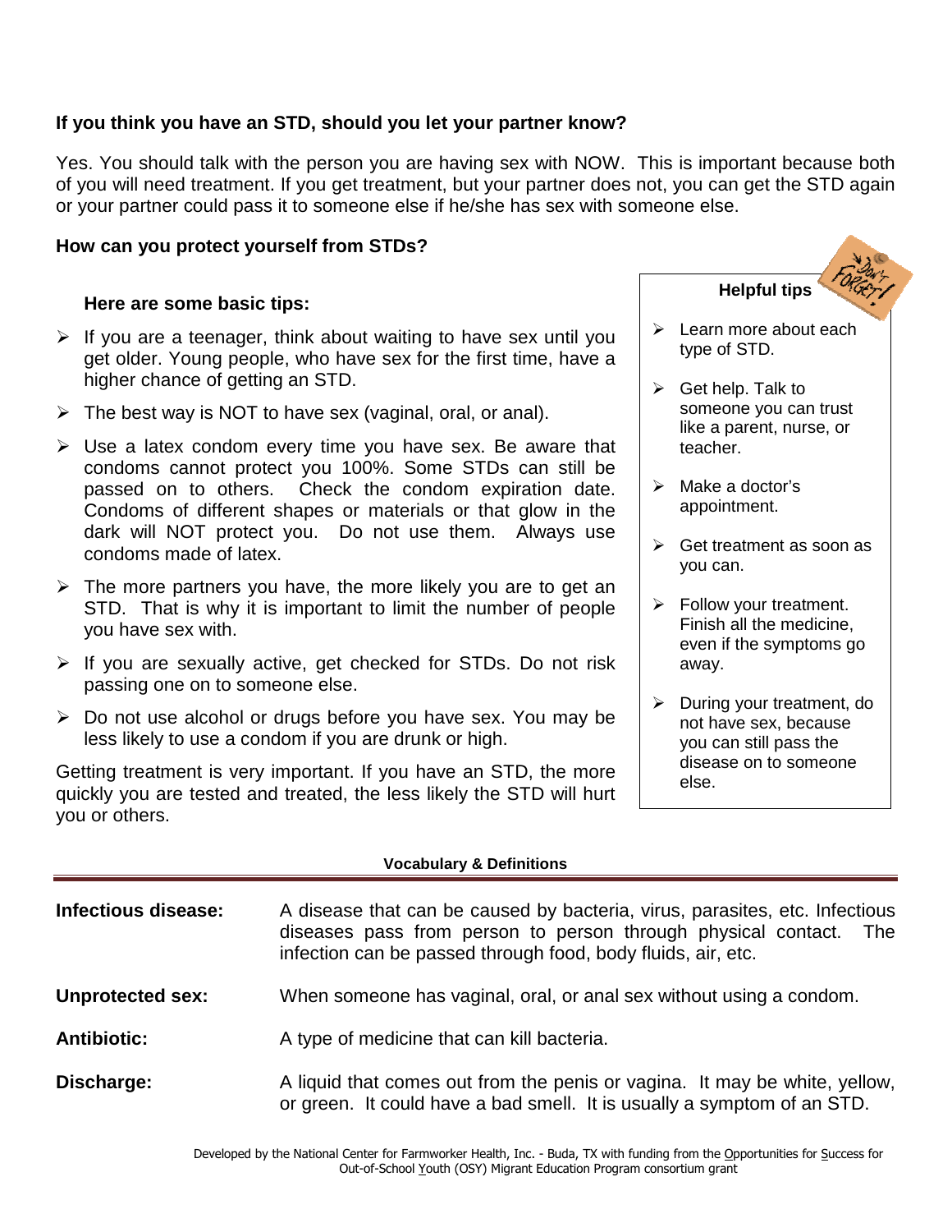### If you think you have an STD, should you let your partner know?

Yes. You should talk with the person you are having sex with NOW. This is important because both of you will need treatment. If you get treatment, but your partner does not, you can get the STD again or your partner could pass it to someone else if he/she has sex with someone else.

### How can you protect yourself from STDs?

**Here are some basic tips:**

- If you are a teenager, think about waiting to have sex until you get older. Young people, who have sex for the first time, have a higher chance of getting an STD.
- The best way is NOT to have sex (vaginal, oral, or anal).
- Use a latex condom every time you have sex. Be aware that condoms cannot protect you 100%. Some STDs can still be passed on to others. Check the condom expiration date. Condoms of different shapes or materials or that glow in the dark will NOT protect you. Do not use them. Always use condoms made of latex.
- The more partners you have, the more likely you are to get an STD. That is why it is important to limit the number of people you have sex with.
- If you are sexually active, get checked for STDs. Do not risk passing one on to someone else.
- Do not use alcohol or drugs before you have sex. You may be less likely to use a condom if you are drunk or high.

Getting treatment is very important. If you have an STD, the more quickly you are tested and treated, the less likely the STD will hurt you or others.

**Helpful tips**

Don't Forget!

- Learn more about each type of STD.
- Get help. Talk to someone you can trust like a parent, nurse, or teacher.
- Make a doctor's appointment.
- Get treatment as soon as you can.
- Follow your treatment. Finish all the medicine, even if the symptoms go away.
- During your treatment, do not have sex, because you can still pass the disease on to someone else.

**Vocabulary & Definitions**

**Infectious disease:** A disease that can be caused by bacteria, virus, parasites, etc. Infectious diseases pass from person to person through physical contact. The infection can be passed through food, body fluids, air, etc.

**Unprotected sex:** When someone has vaginal, oral, or anal sex without using a condom.

**Antibiotic:** A type of medicine that can kill bacteria.

**Discharge:** A liquid that comes out from the penis or vagina. It may be white, yellow, or green. It could have a bad smell. It is usually a symptom of an STD.

Developed by the National Center for Farmworker Health, Inc. - Buda, TX with funding from the Opportunities for Success for Out-of-School Youth (OSY) Migrant Education Program consortium grant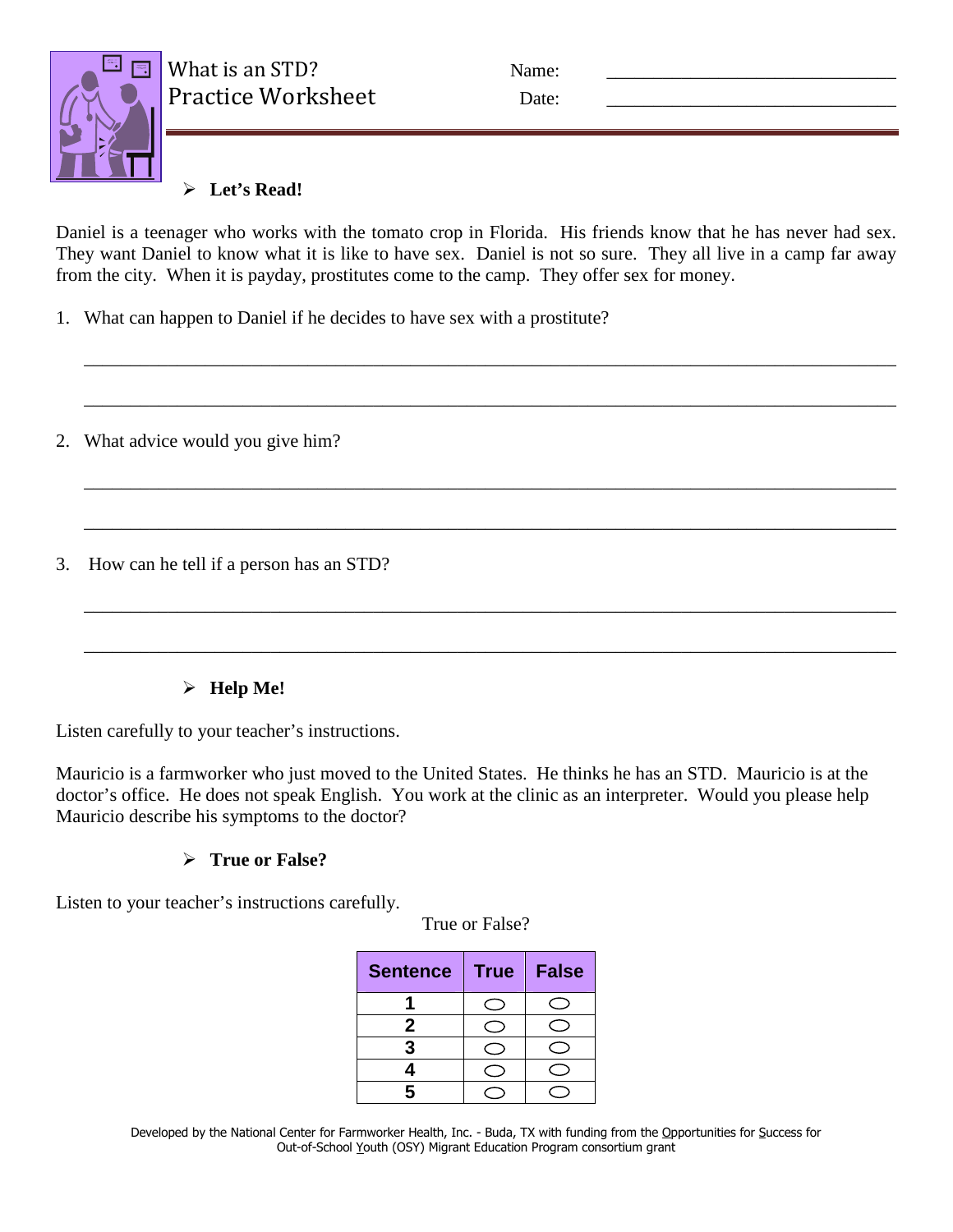# What is an STD?
## Practice Worksheet

Name: ______________________________

Date: ______________________________

### ➢ Let's Read!

Daniel is a teenager who works with the tomato crop in Florida. His friends know that he has never had sex. They want Daniel to know what it is like to have sex. Daniel is not so sure. They all live in a camp far away from the city. When it is payday, prostitutes come to the camp. They offer sex for money.

1. What can happen to Daniel if he decides to have sex with a prostitute?

_______________________________________________________________________________

_______________________________________________________________________________

2. What advice would you give him?

_______________________________________________________________________________

_______________________________________________________________________________

3. How can he tell if a person has an STD?

_______________________________________________________________________________

_______________________________________________________________________________

### ➢ Help Me!

Listen carefully to your teacher's instructions.

Mauricio is a farmworker who just moved to the United States. He thinks he has an STD. Mauricio is at the doctor's office. He does not speak English. You work at the clinic as an interpreter. Would you please help Mauricio describe his symptoms to the doctor?

### ➢ True or False?

Listen to your teacher's instructions carefully.

True or False?

| Sentence | True | False |
|---|---|---|
| 1 | ◯ | ◯ |
| 2 | ◯ | ◯ |
| 3 | ◯ | ◯ |
| 4 | ◯ | ◯ |
| 5 | ◯ | ◯ |

Developed by the National Center for Farmworker Health, Inc. - Buda, TX with funding from the Opportunities for Success for Out-of-School Youth (OSY) Migrant Education Program consortium grant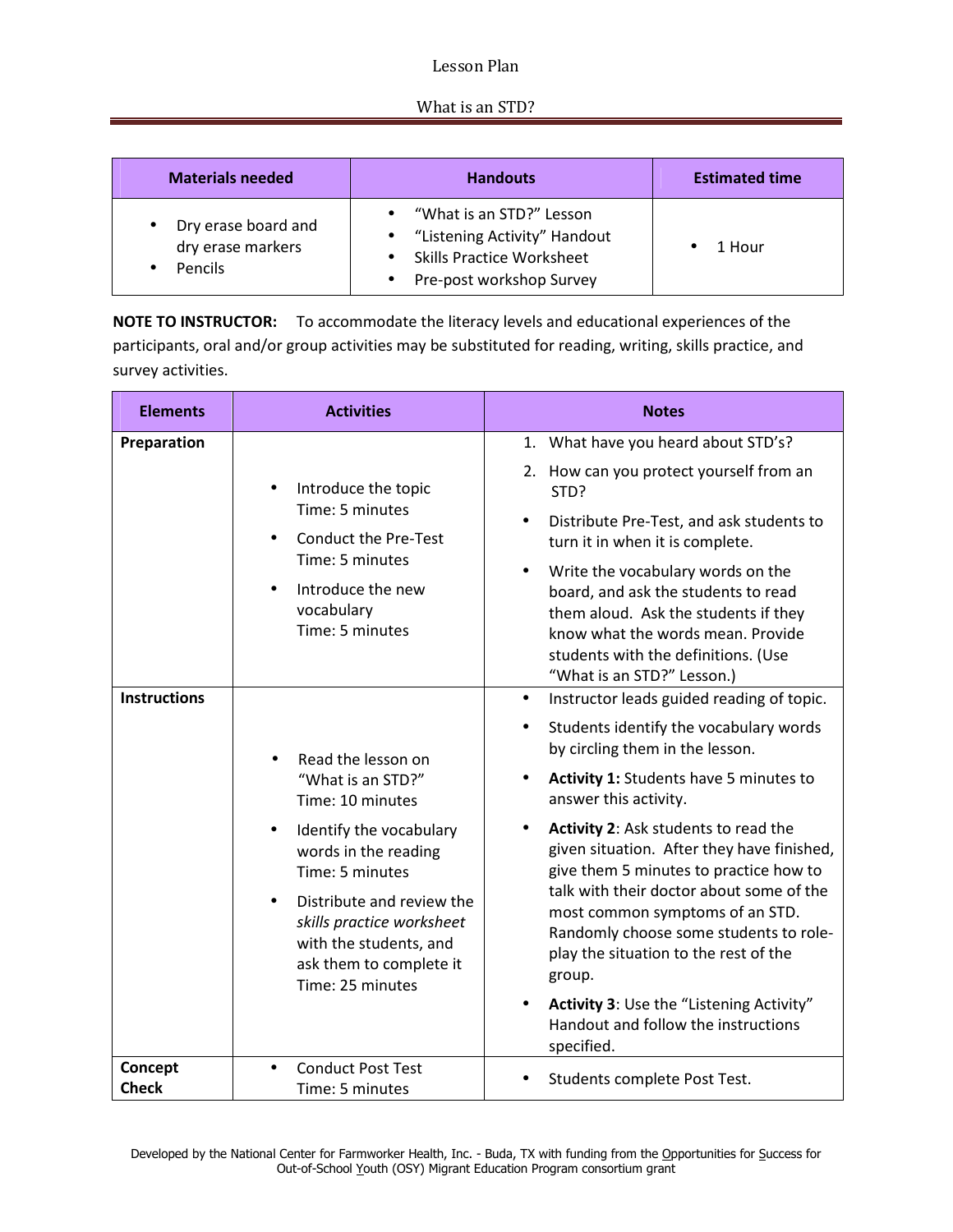Lesson Plan

# What is an STD?

| Materials needed | Handouts | Estimated time |
|---|---|---|
| • Dry erase board and dry erase markers<br>• Pencils | • "What is an STD?" Lesson<br>• "Listening Activity" Handout<br>• Skills Practice Worksheet<br>• Pre-post workshop Survey | • 1 Hour |

**NOTE TO INSTRUCTOR:** To accommodate the literacy levels and educational experiences of the participants, oral and/or group activities may be substituted for reading, writing, skills practice, and survey activities.

| Elements | Activities | Notes |
|---|---|---|
| **Preparation** | • Introduce the topic<br>Time: 5 minutes<br>• Conduct the Pre-Test<br>Time: 5 minutes<br>• Introduce the new vocabulary<br>Time: 5 minutes | 1. What have you heard about STD's?<br>2. How can you protect yourself from an STD?<br>• Distribute Pre-Test, and ask students to turn it in when it is complete.<br>• Write the vocabulary words on the board, and ask the students to read them aloud. Ask the students if they know what the words mean. Provide students with the definitions. (Use "What is an STD?" Lesson.) |
| **Instructions** | • Read the lesson on "What is an STD?"<br>Time: 10 minutes<br>• Identify the vocabulary words in the reading<br>Time: 5 minutes<br>• Distribute and review the *skills practice worksheet* with the students, and ask them to complete it<br>Time: 25 minutes | • Instructor leads guided reading of topic.<br>• Students identify the vocabulary words by circling them in the lesson.<br>• **Activity 1:** Students have 5 minutes to answer this activity.<br>• **Activity 2**: Ask students to read the given situation. After they have finished, give them 5 minutes to practice how to talk with their doctor about some of the most common symptoms of an STD. Randomly choose some students to role-play the situation to the rest of the group.<br>• **Activity 3**: Use the "Listening Activity" Handout and follow the instructions specified. |
| **Concept Check** | • Conduct Post Test<br>Time: 5 minutes | • Students complete Post Test. |

Developed by the National Center for Farmworker Health, Inc. - Buda, TX with funding from the Opportunities for Success for Out-of-School Youth (OSY) Migrant Education Program consortium grant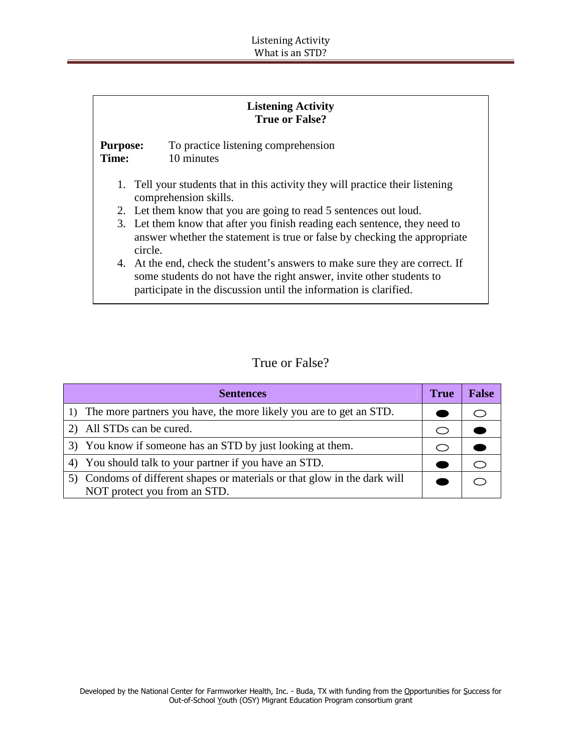**Listening Activity**
**True or False?**

**Purpose:** To practice listening comprehension
**Time:** 10 minutes

1. Tell your students that in this activity they will practice their listening comprehension skills.
2. Let them know that you are going to read 5 sentences out loud.
3. Let them know that after you finish reading each sentence, they need to answer whether the statement is true or false by checking the appropriate circle.
4. At the end, check the student's answers to make sure they are correct. If some students do not have the right answer, invite other students to participate in the discussion until the information is clarified.

## True or False?

| Sentences | True | False |
|---|---|---|
| 1) The more partners you have, the more likely you are to get an STD. | ● | ○ |
| 2) All STDs can be cured. | ○ | ● |
| 3) You know if someone has an STD by just looking at them. | ○ | ● |
| 4) You should talk to your partner if you have an STD. | ● | ○ |
| 5) Condoms of different shapes or materials or that glow in the dark will NOT protect you from an STD. | ● | ○ |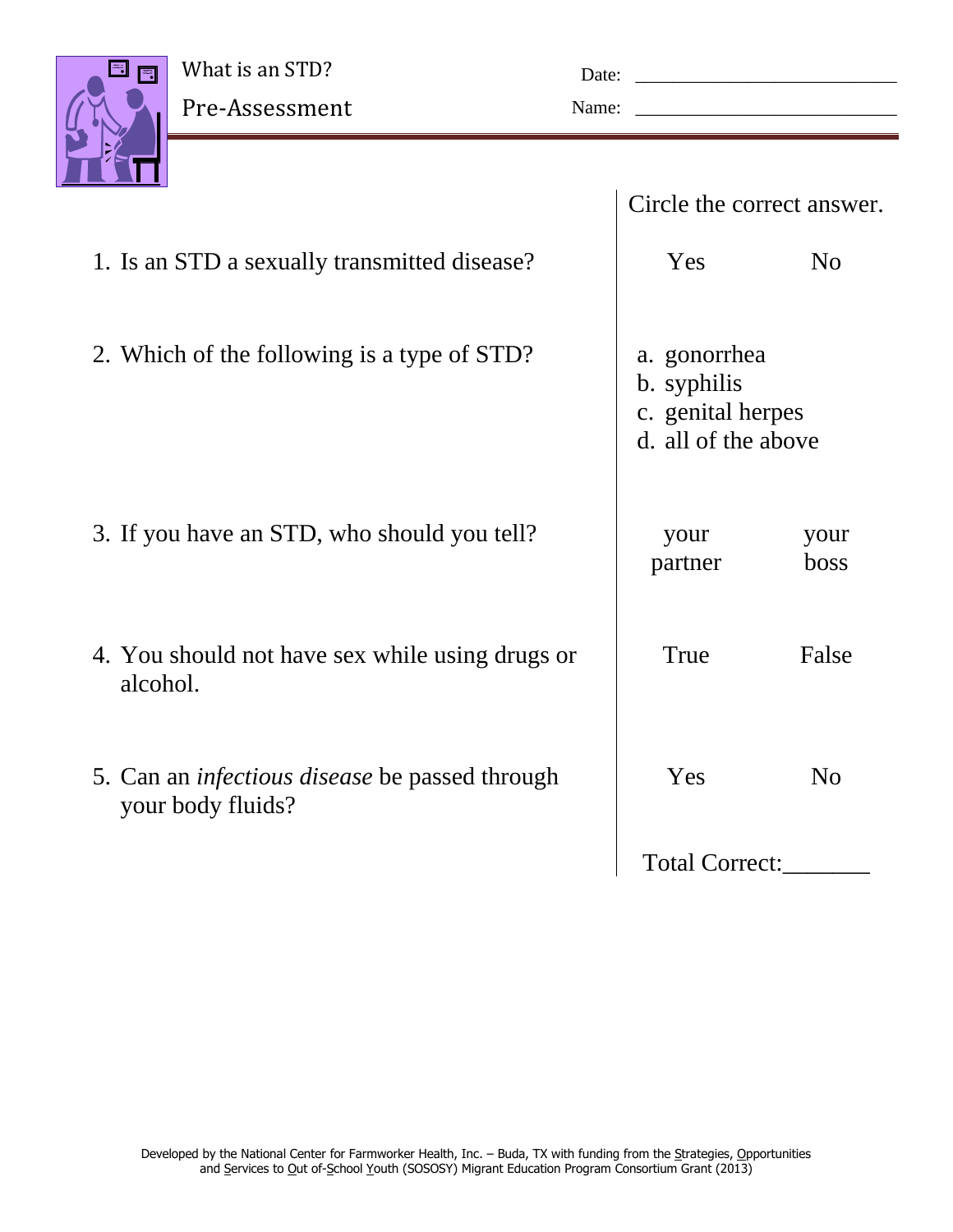# What is an STD?

## Pre-Assessment

Date: ___________________________

Name: ____________________________

Circle the correct answer.

1. Is an STD a sexually transmitted disease? — Yes / No

2. Which of the following is a type of STD?
   a. gonorrhea
   b. syphilis
   c. genital herpes
   d. all of the above

3. If you have an STD, who should you tell? — your partner / your boss

4. You should not have sex while using drugs or alcohol. — True / False

5. Can an *infectious disease* be passed through your body fluids? — Yes / No

Total Correct:_______

Developed by the National Center for Farmworker Health, Inc. – Buda, TX with funding from the Strategies, Opportunities and Services to Out of-School Youth (SOSOSY) Migrant Education Program Consortium Grant (2013)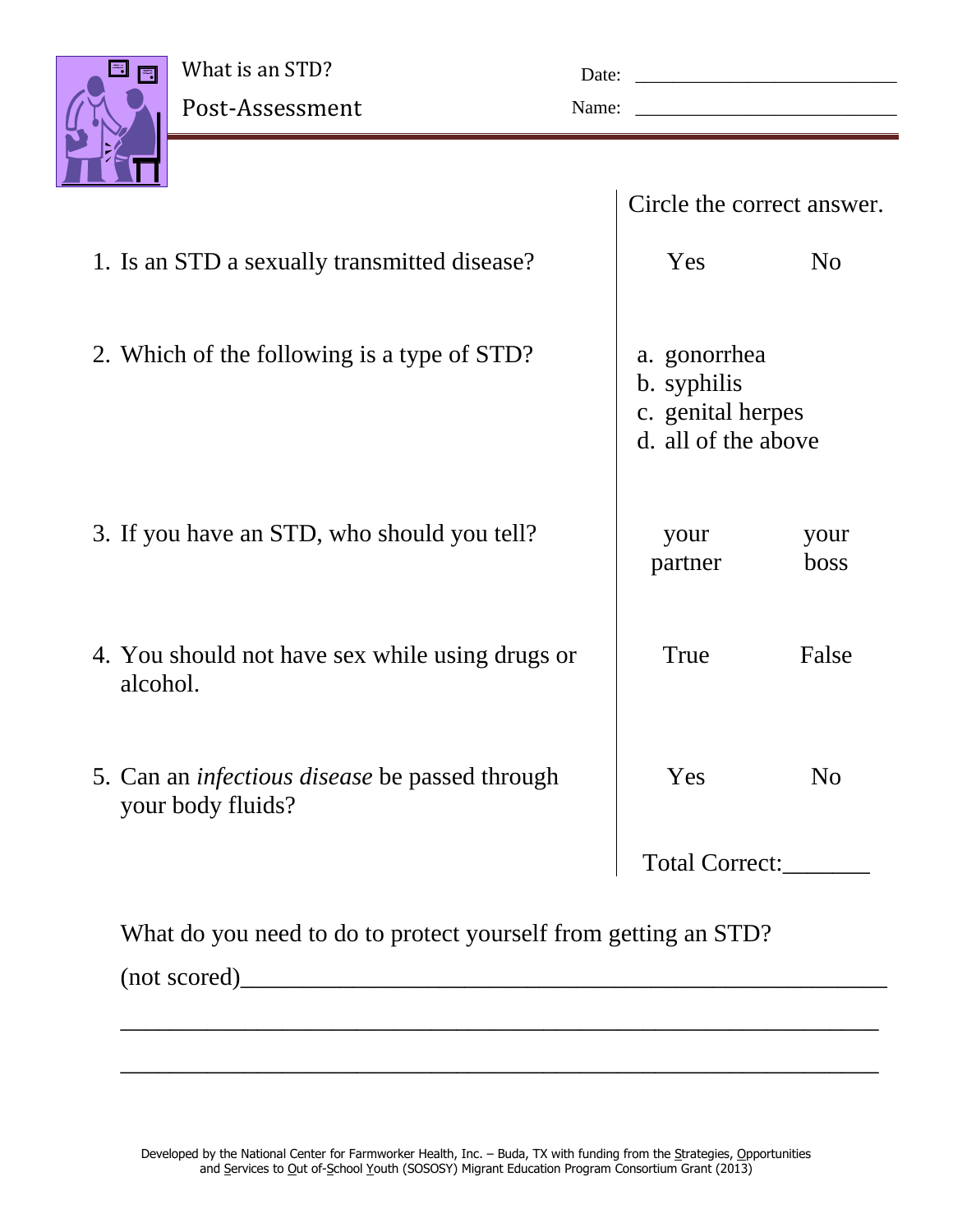# What is an STD?

## Post-Assessment

Date: ___________________________

Name: ___________________________

Circle the correct answer.

| | |
|---|---|
| 1. Is an STD a sexually transmitted disease? | Yes No |
| 2. Which of the following is a type of STD? | a. gonorrhea<br>b. syphilis<br>c. genital herpes<br>d. all of the above |
| 3. If you have an STD, who should you tell? | your partner your boss |
| 4. You should not have sex while using drugs or alcohol. | True False |
| 5. Can an *infectious disease* be passed through your body fluids? | Yes No |
| | Total Correct:_______ |

What do you need to do to protect yourself from getting an STD?

(not scored)_______________________________________________________

_______________________________________________________________

_______________________________________________________________

Developed by the National Center for Farmworker Health, Inc. – Buda, TX with funding from the Strategies, Opportunities and Services to Out of-School Youth (SOSOSY) Migrant Education Program Consortium Grant (2013)